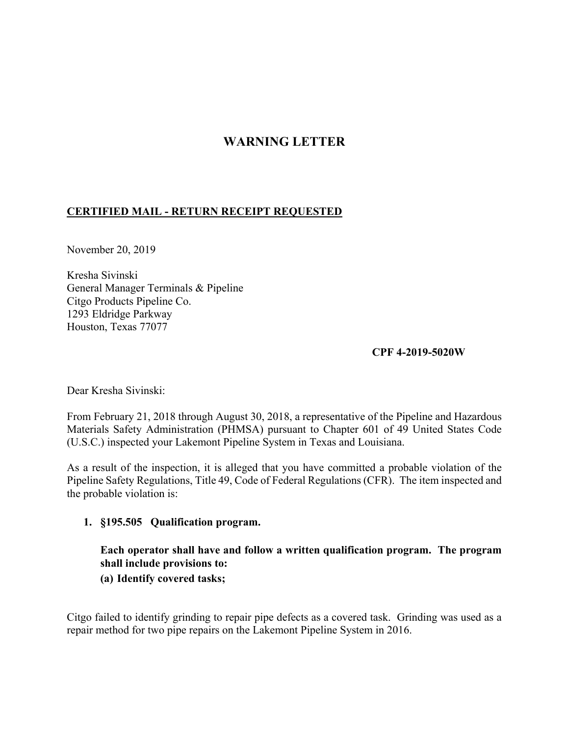# WARNING LETTER

**CERTIFIED MAIL - RETURN RECEIPT REQUESTED**

November 20, 2019

Kresha Sivinski
General Manager Terminals & Pipeline
Citgo Products Pipeline Co.
1293 Eldridge Parkway
Houston, Texas 77077

**CPF 4-2019-5020W**

Dear Kresha Sivinski:

From February 21, 2018 through August 30, 2018, a representative of the Pipeline and Hazardous Materials Safety Administration (PHMSA) pursuant to Chapter 601 of 49 United States Code (U.S.C.) inspected your Lakemont Pipeline System in Texas and Louisiana.

As a result of the inspection, it is alleged that you have committed a probable violation of the Pipeline Safety Regulations, Title 49, Code of Federal Regulations (CFR). The item inspected and the probable violation is:

1. **§195.505 Qualification program.**

   **Each operator shall have and follow a written qualification program. The program shall include provisions to:**
   **(a) Identify covered tasks;**

Citgo failed to identify grinding to repair pipe defects as a covered task. Grinding was used as a repair method for two pipe repairs on the Lakemont Pipeline System in 2016.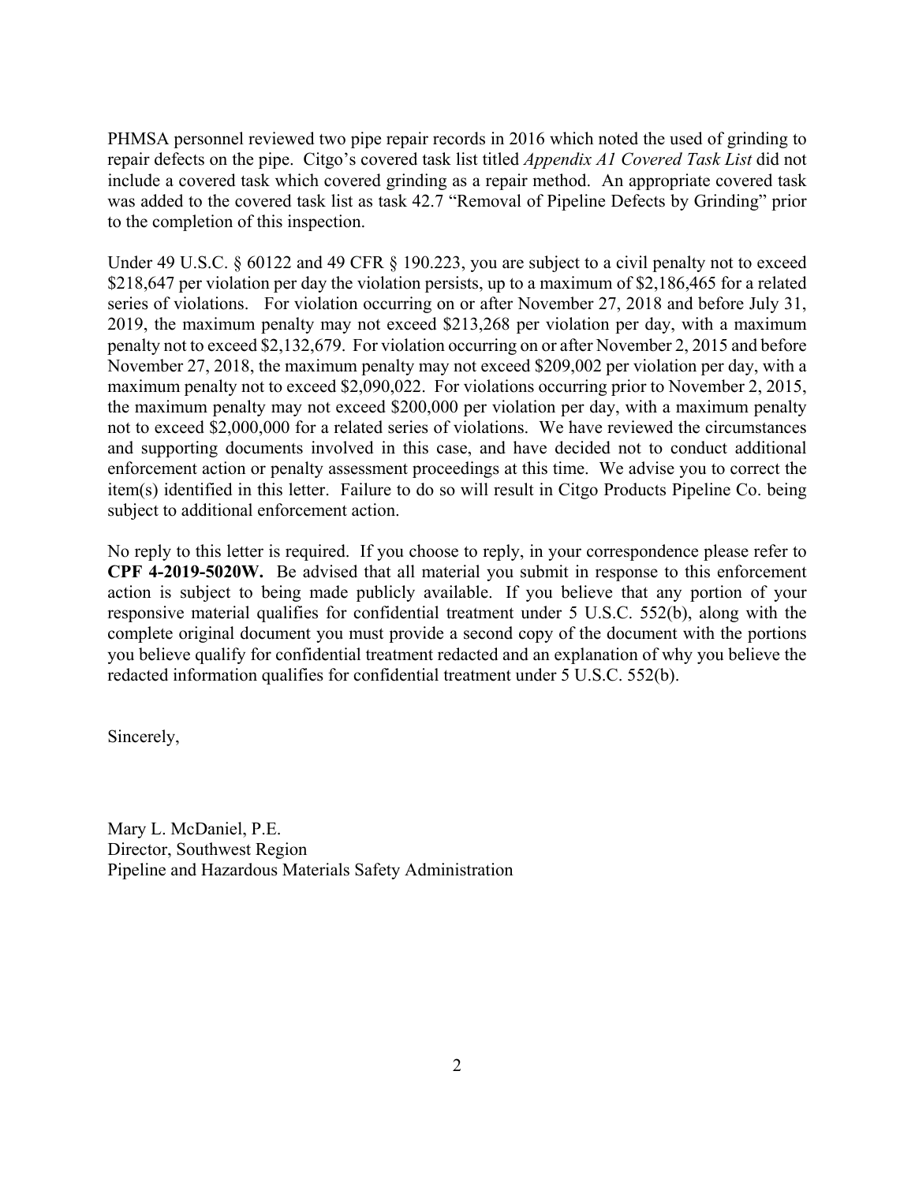PHMSA personnel reviewed two pipe repair records in 2016 which noted the used of grinding to repair defects on the pipe. Citgo's covered task list titled *Appendix A1 Covered Task List* did not include a covered task which covered grinding as a repair method. An appropriate covered task was added to the covered task list as task 42.7 "Removal of Pipeline Defects by Grinding" prior to the completion of this inspection.

Under 49 U.S.C. § 60122 and 49 CFR § 190.223, you are subject to a civil penalty not to exceed $218,647 per violation per day the violation persists, up to a maximum of $2,186,465 for a related series of violations. For violation occurring on or after November 27, 2018 and before July 31, 2019, the maximum penalty may not exceed $213,268 per violation per day, with a maximum penalty not to exceed $2,132,679. For violation occurring on or after November 2, 2015 and before November 27, 2018, the maximum penalty may not exceed $209,002 per violation per day, with a maximum penalty not to exceed $2,090,022. For violations occurring prior to November 2, 2015, the maximum penalty may not exceed $200,000 per violation per day, with a maximum penalty not to exceed $2,000,000 for a related series of violations. We have reviewed the circumstances and supporting documents involved in this case, and have decided not to conduct additional enforcement action or penalty assessment proceedings at this time. We advise you to correct the item(s) identified in this letter. Failure to do so will result in Citgo Products Pipeline Co. being subject to additional enforcement action.

No reply to this letter is required. If you choose to reply, in your correspondence please refer to **CPF 4-2019-5020W.** Be advised that all material you submit in response to this enforcement action is subject to being made publicly available. If you believe that any portion of your responsive material qualifies for confidential treatment under 5 U.S.C. 552(b), along with the complete original document you must provide a second copy of the document with the portions you believe qualify for confidential treatment redacted and an explanation of why you believe the redacted information qualifies for confidential treatment under 5 U.S.C. 552(b).

Sincerely,

Mary L. McDaniel, P.E.
Director, Southwest Region
Pipeline and Hazardous Materials Safety Administration